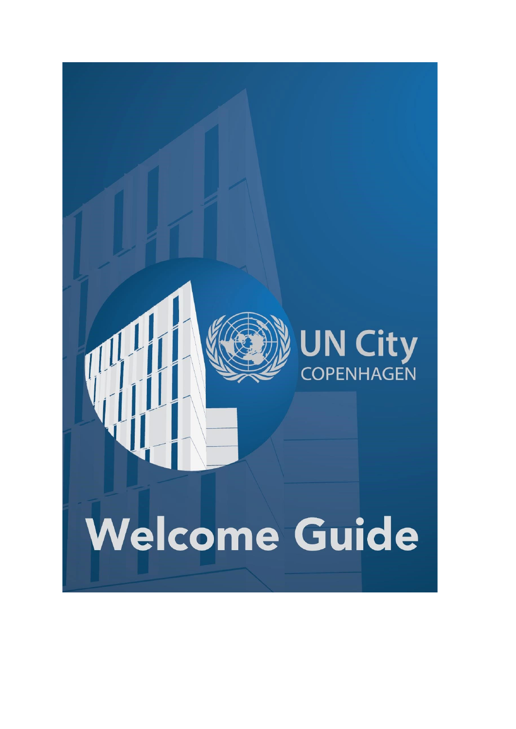UN City
COPENHAGEN

# Welcome Guide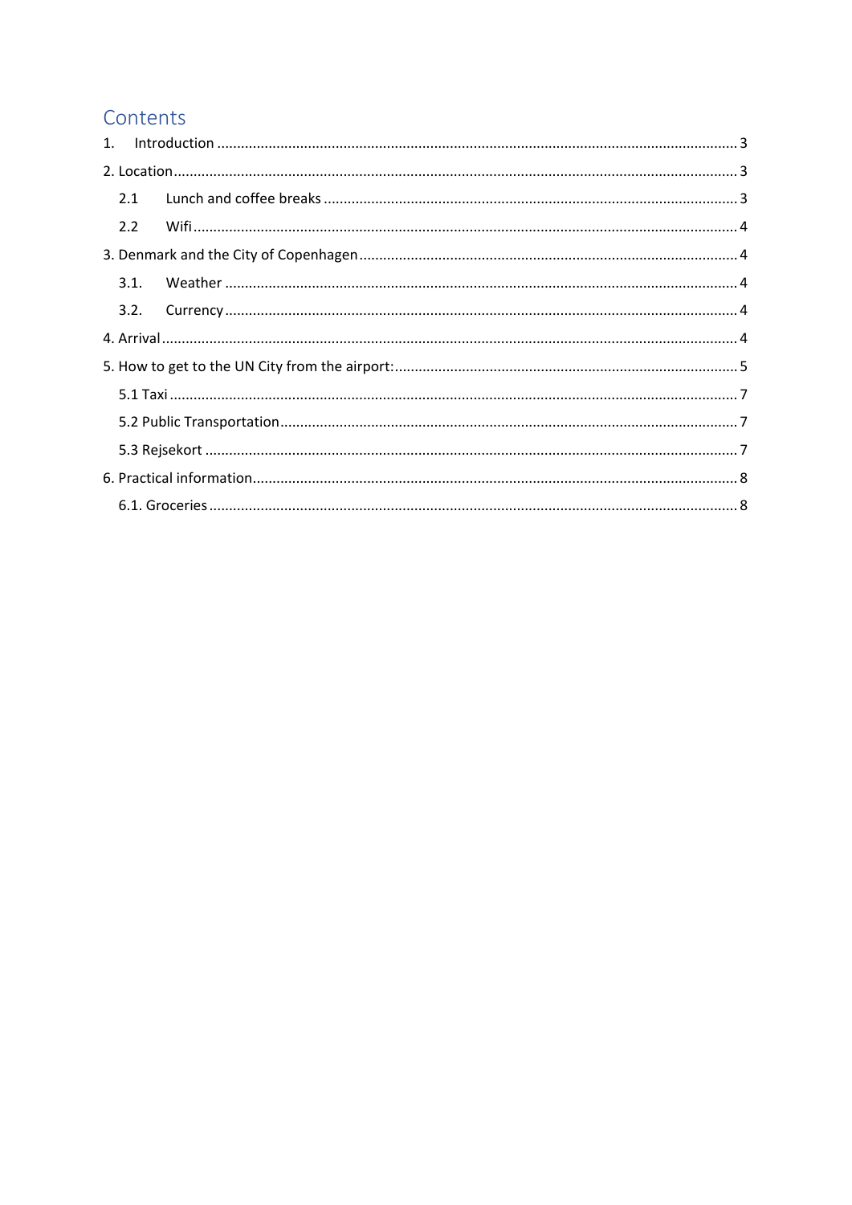# Contents

1. Introduction ........ 3

2. Location ........ 3

   2.1 Lunch and coffee breaks ........ 3

   2.2 Wifi ........ 4

3. Denmark and the City of Copenhagen ........ 4

   3.1. Weather ........ 4

   3.2. Currency ........ 4

4. Arrival ........ 4

5. How to get to the UN City from the airport: ........ 5

   5.1 Taxi ........ 7

   5.2 Public Transportation ........ 7

   5.3 Rejsekort ........ 7

6. Practical information ........ 8

   6.1. Groceries ........ 8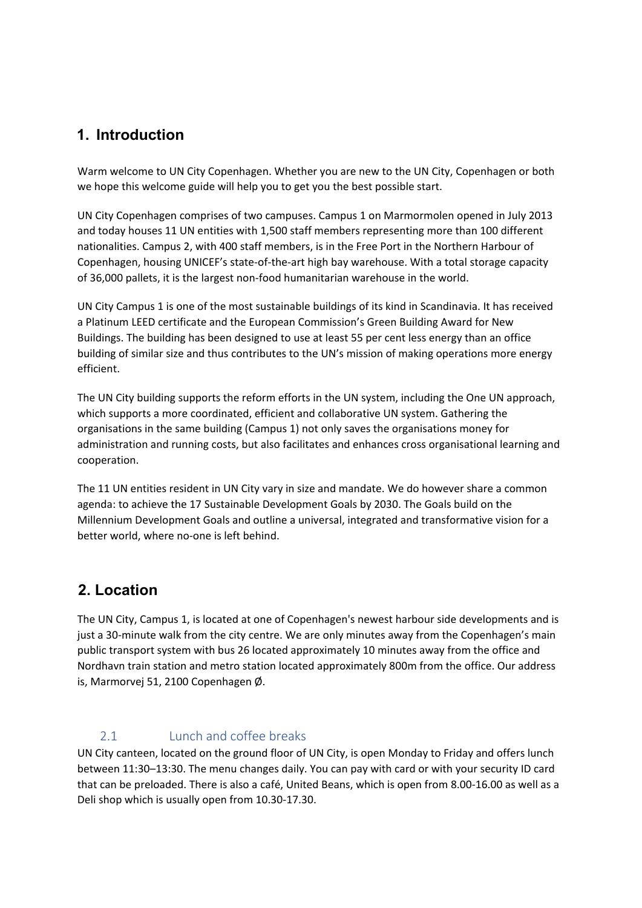# 1. Introduction

Warm welcome to UN City Copenhagen. Whether you are new to the UN City, Copenhagen or both we hope this welcome guide will help you to get you the best possible start.

UN City Copenhagen comprises of two campuses. Campus 1 on Marmormolen opened in July 2013 and today houses 11 UN entities with 1,500 staff members representing more than 100 different nationalities. Campus 2, with 400 staff members, is in the Free Port in the Northern Harbour of Copenhagen, housing UNICEF's state-of-the-art high bay warehouse. With a total storage capacity of 36,000 pallets, it is the largest non-food humanitarian warehouse in the world.

UN City Campus 1 is one of the most sustainable buildings of its kind in Scandinavia. It has received a Platinum LEED certificate and the European Commission's Green Building Award for New Buildings. The building has been designed to use at least 55 per cent less energy than an office building of similar size and thus contributes to the UN's mission of making operations more energy efficient.

The UN City building supports the reform efforts in the UN system, including the One UN approach, which supports a more coordinated, efficient and collaborative UN system. Gathering the organisations in the same building (Campus 1) not only saves the organisations money for administration and running costs, but also facilitates and enhances cross organisational learning and cooperation.

The 11 UN entities resident in UN City vary in size and mandate. We do however share a common agenda: to achieve the 17 Sustainable Development Goals by 2030. The Goals build on the Millennium Development Goals and outline a universal, integrated and transformative vision for a better world, where no-one is left behind.

# 2. Location

The UN City, Campus 1, is located at one of Copenhagen's newest harbour side developments and is just a 30-minute walk from the city centre. We are only minutes away from the Copenhagen's main public transport system with bus 26 located approximately 10 minutes away from the office and Nordhavn train station and metro station located approximately 800m from the office. Our address is, Marmorvej 51, 2100 Copenhagen Ø.

## 2.1 Lunch and coffee breaks

UN City canteen, located on the ground floor of UN City, is open Monday to Friday and offers lunch between 11:30–13:30. The menu changes daily. You can pay with card or with your security ID card that can be preloaded. There is also a café, United Beans, which is open from 8.00-16.00 as well as a Deli shop which is usually open from 10.30-17.30.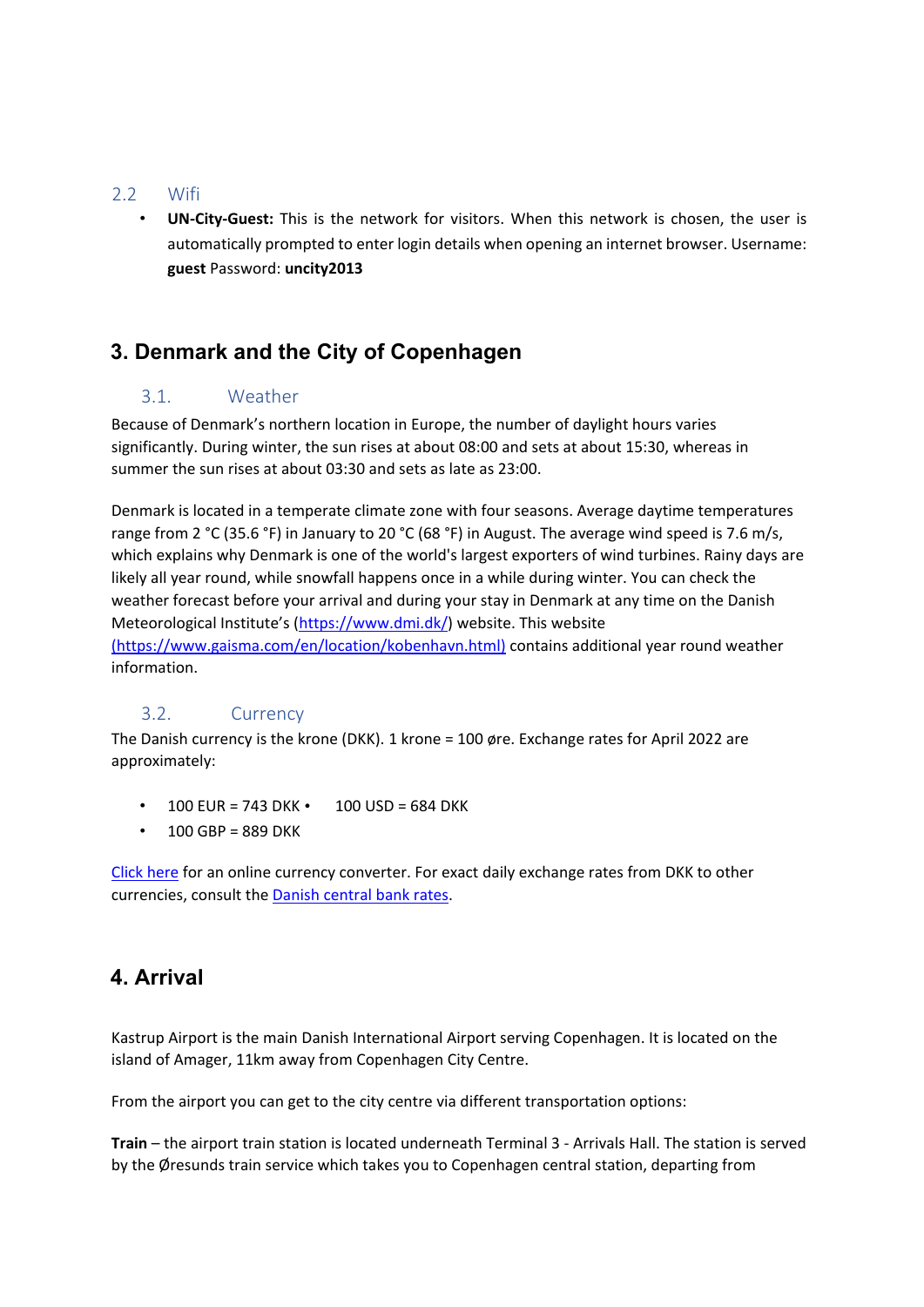### 2.2 Wifi

- **UN-City-Guest:** This is the network for visitors. When this network is chosen, the user is automatically prompted to enter login details when opening an internet browser. Username: **guest** Password: **uncity2013**

## 3. Denmark and the City of Copenhagen

### 3.1. Weather

Because of Denmark's northern location in Europe, the number of daylight hours varies significantly. During winter, the sun rises at about 08:00 and sets at about 15:30, whereas in summer the sun rises at about 03:30 and sets as late as 23:00.

Denmark is located in a temperate climate zone with four seasons. Average daytime temperatures range from 2 °C (35.6 °F) in January to 20 °C (68 °F) in August. The average wind speed is 7.6 m/s, which explains why Denmark is one of the world's largest exporters of wind turbines. Rainy days are likely all year round, while snowfall happens once in a while during winter. You can check the weather forecast before your arrival and during your stay in Denmark at any time on the Danish Meteorological Institute's (https://www.dmi.dk/) website. This website (https://www.gaisma.com/en/location/kobenhavn.html) contains additional year round weather information.

### 3.2. Currency

The Danish currency is the krone (DKK). 1 krone = 100 øre. Exchange rates for April 2022 are approximately:

- 100 EUR = 743 DKK
- 100 USD = 684 DKK
- 100 GBP = 889 DKK

Click here for an online currency converter. For exact daily exchange rates from DKK to other currencies, consult the Danish central bank rates.

## 4. Arrival

Kastrup Airport is the main Danish International Airport serving Copenhagen. It is located on the island of Amager, 11km away from Copenhagen City Centre.

From the airport you can get to the city centre via different transportation options:

**Train** – the airport train station is located underneath Terminal 3 - Arrivals Hall. The station is served by the Øresunds train service which takes you to Copenhagen central station, departing from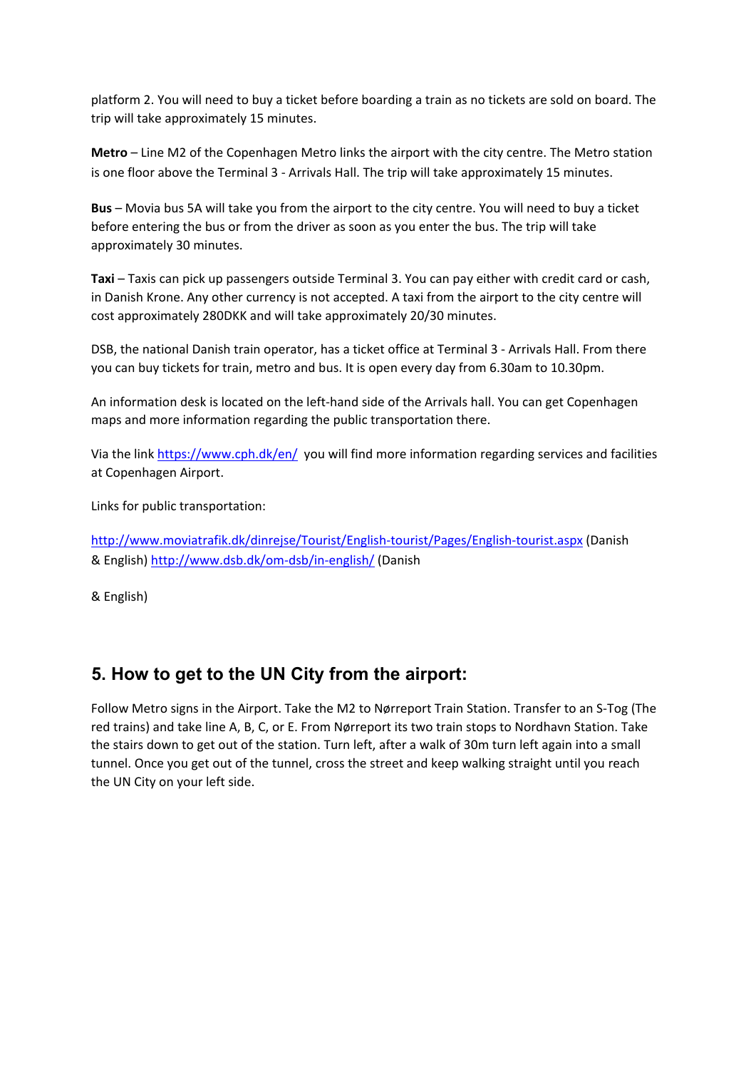platform 2. You will need to buy a ticket before boarding a train as no tickets are sold on board. The trip will take approximately 15 minutes.

**Metro** – Line M2 of the Copenhagen Metro links the airport with the city centre. The Metro station is one floor above the Terminal 3 - Arrivals Hall. The trip will take approximately 15 minutes.

**Bus** – Movia bus 5A will take you from the airport to the city centre. You will need to buy a ticket before entering the bus or from the driver as soon as you enter the bus. The trip will take approximately 30 minutes.

**Taxi** – Taxis can pick up passengers outside Terminal 3. You can pay either with credit card or cash, in Danish Krone. Any other currency is not accepted. A taxi from the airport to the city centre will cost approximately 280DKK and will take approximately 20/30 minutes.

DSB, the national Danish train operator, has a ticket office at Terminal 3 - Arrivals Hall. From there you can buy tickets for train, metro and bus. It is open every day from 6.30am to 10.30pm.

An information desk is located on the left-hand side of the Arrivals hall. You can get Copenhagen maps and more information regarding the public transportation there.

Via the link [https://www.cph.dk/en/](https://www.cph.dk/en/) you will find more information regarding services and facilities at Copenhagen Airport.

Links for public transportation:

[http://www.moviatrafik.dk/dinrejse/Tourist/English-tourist/Pages/English-tourist.aspx](http://www.moviatrafik.dk/dinrejse/Tourist/English-tourist/Pages/English-tourist.aspx) (Danish & English) [http://www.dsb.dk/om-dsb/in-english/](http://www.dsb.dk/om-dsb/in-english/) (Danish

& English)

## 5. How to get to the UN City from the airport:

Follow Metro signs in the Airport. Take the M2 to Nørreport Train Station. Transfer to an S-Tog (The red trains) and take line A, B, C, or E. From Nørreport its two train stops to Nordhavn Station. Take the stairs down to get out of the station. Turn left, after a walk of 30m turn left again into a small tunnel. Once you get out of the tunnel, cross the street and keep walking straight until you reach the UN City on your left side.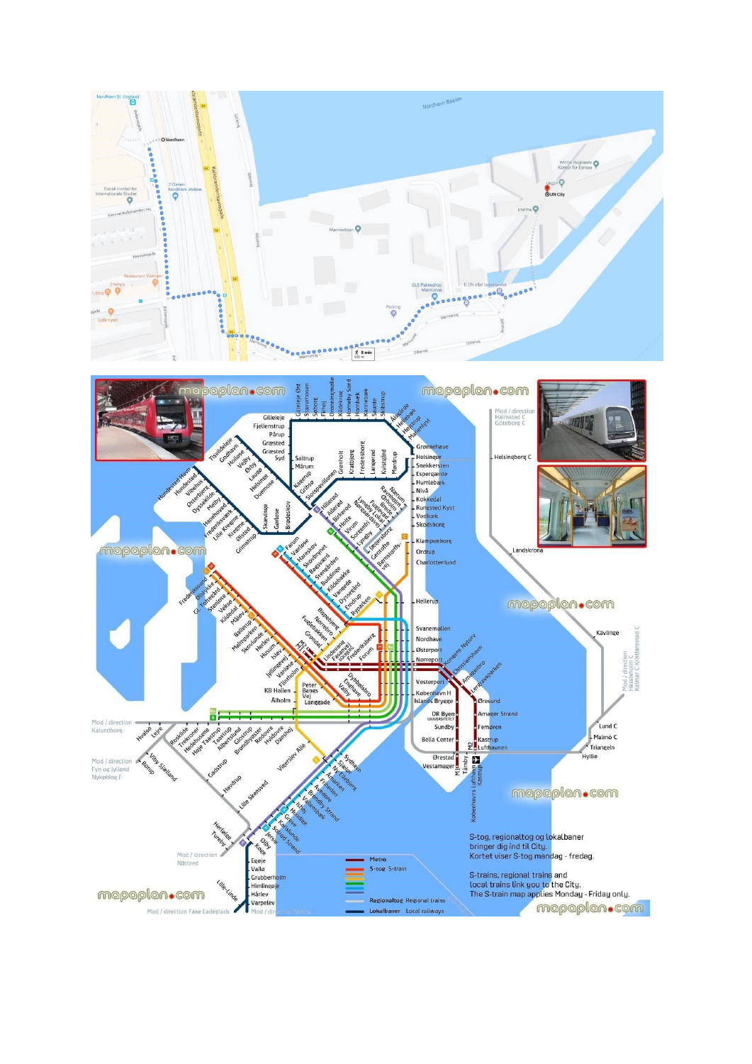S-tog, regionaltog og lokalbaner bringer dig ind til City.
Kortet viser S-tog mandag - fredag.

S-trains, regional trains and local trains link you to the City.
The S-train map applies Monday - Friday only.

Metro
S-tog S-train
Regionaltog Regional trains
Lokalbaner Local railways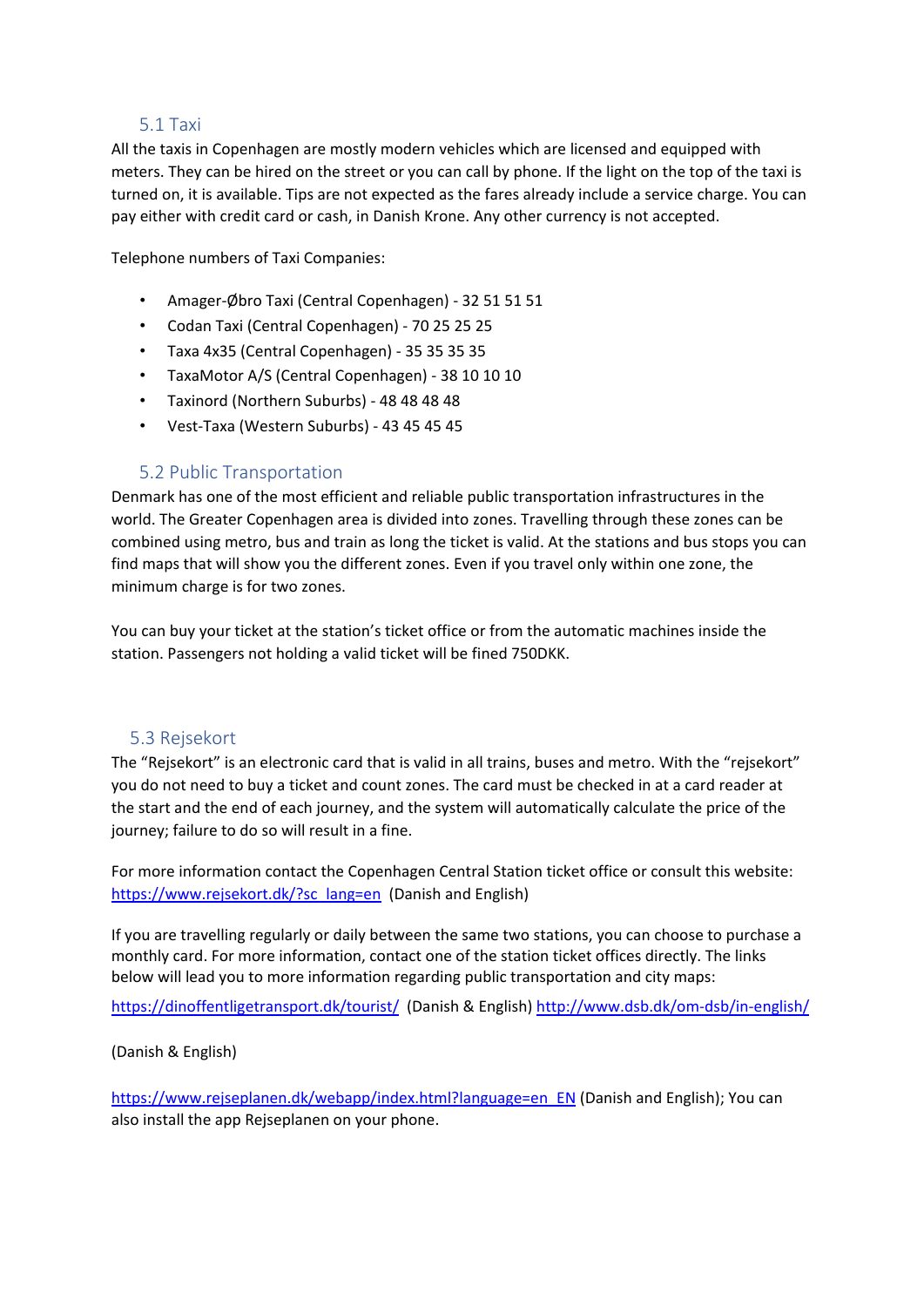## 5.1 Taxi

All the taxis in Copenhagen are mostly modern vehicles which are licensed and equipped with meters. They can be hired on the street or you can call by phone. If the light on the top of the taxi is turned on, it is available. Tips are not expected as the fares already include a service charge. You can pay either with credit card or cash, in Danish Krone. Any other currency is not accepted.

Telephone numbers of Taxi Companies:

- Amager-Øbro Taxi (Central Copenhagen) - 32 51 51 51
- Codan Taxi (Central Copenhagen) - 70 25 25 25
- Taxa 4x35 (Central Copenhagen) - 35 35 35 35
- TaxaMotor A/S (Central Copenhagen) - 38 10 10 10
- Taxinord (Northern Suburbs) - 48 48 48 48
- Vest-Taxa (Western Suburbs) - 43 45 45 45

## 5.2 Public Transportation

Denmark has one of the most efficient and reliable public transportation infrastructures in the world. The Greater Copenhagen area is divided into zones. Travelling through these zones can be combined using metro, bus and train as long the ticket is valid. At the stations and bus stops you can find maps that will show you the different zones. Even if you travel only within one zone, the minimum charge is for two zones.

You can buy your ticket at the station's ticket office or from the automatic machines inside the station. Passengers not holding a valid ticket will be fined 750DKK.

## 5.3 Rejsekort

The "Rejsekort" is an electronic card that is valid in all trains, buses and metro. With the "rejsekort" you do not need to buy a ticket and count zones. The card must be checked in at a card reader at the start and the end of each journey, and the system will automatically calculate the price of the journey; failure to do so will result in a fine.

For more information contact the Copenhagen Central Station ticket office or consult this website: https://www.rejsekort.dk/?sc_lang=en (Danish and English)

If you are travelling regularly or daily between the same two stations, you can choose to purchase a monthly card. For more information, contact one of the station ticket offices directly. The links below will lead you to more information regarding public transportation and city maps:

https://dinoffentligetransport.dk/tourist/ (Danish & English) http://www.dsb.dk/om-dsb/in-english/

(Danish & English)

https://www.rejseplanen.dk/webapp/index.html?language=en_EN (Danish and English); You can also install the app Rejseplanen on your phone.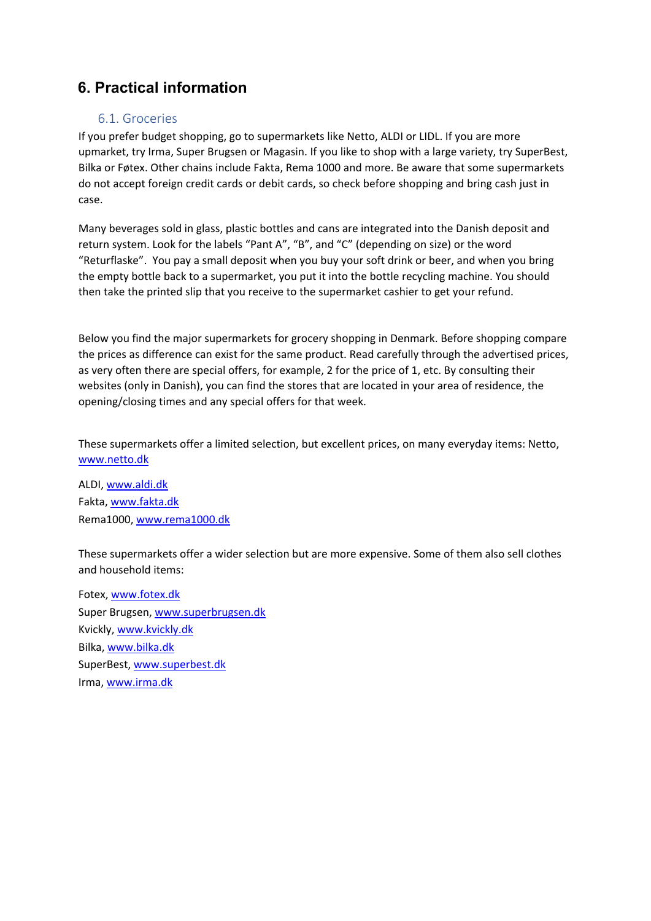## 6. Practical information

### 6.1. Groceries

If you prefer budget shopping, go to supermarkets like Netto, ALDI or LIDL. If you are more upmarket, try Irma, Super Brugsen or Magasin. If you like to shop with a large variety, try SuperBest, Bilka or Føtex. Other chains include Fakta, Rema 1000 and more. Be aware that some supermarkets do not accept foreign credit cards or debit cards, so check before shopping and bring cash just in case.

Many beverages sold in glass, plastic bottles and cans are integrated into the Danish deposit and return system. Look for the labels "Pant A", "B", and "C" (depending on size) or the word "Returflaske". You pay a small deposit when you buy your soft drink or beer, and when you bring the empty bottle back to a supermarket, you put it into the bottle recycling machine. You should then take the printed slip that you receive to the supermarket cashier to get your refund.

Below you find the major supermarkets for grocery shopping in Denmark. Before shopping compare the prices as difference can exist for the same product. Read carefully through the advertised prices, as very often there are special offers, for example, 2 for the price of 1, etc. By consulting their websites (only in Danish), you can find the stores that are located in your area of residence, the opening/closing times and any special offers for that week.

These supermarkets offer a limited selection, but excellent prices, on many everyday items: Netto, www.netto.dk

ALDI, www.aldi.dk
Fakta, www.fakta.dk
Rema1000, www.rema1000.dk

These supermarkets offer a wider selection but are more expensive. Some of them also sell clothes and household items:

Fotex, www.fotex.dk
Super Brugsen, www.superbrugsen.dk
Kvickly, www.kvickly.dk
Bilka, www.bilka.dk
SuperBest, www.superbest.dk
Irma, www.irma.dk